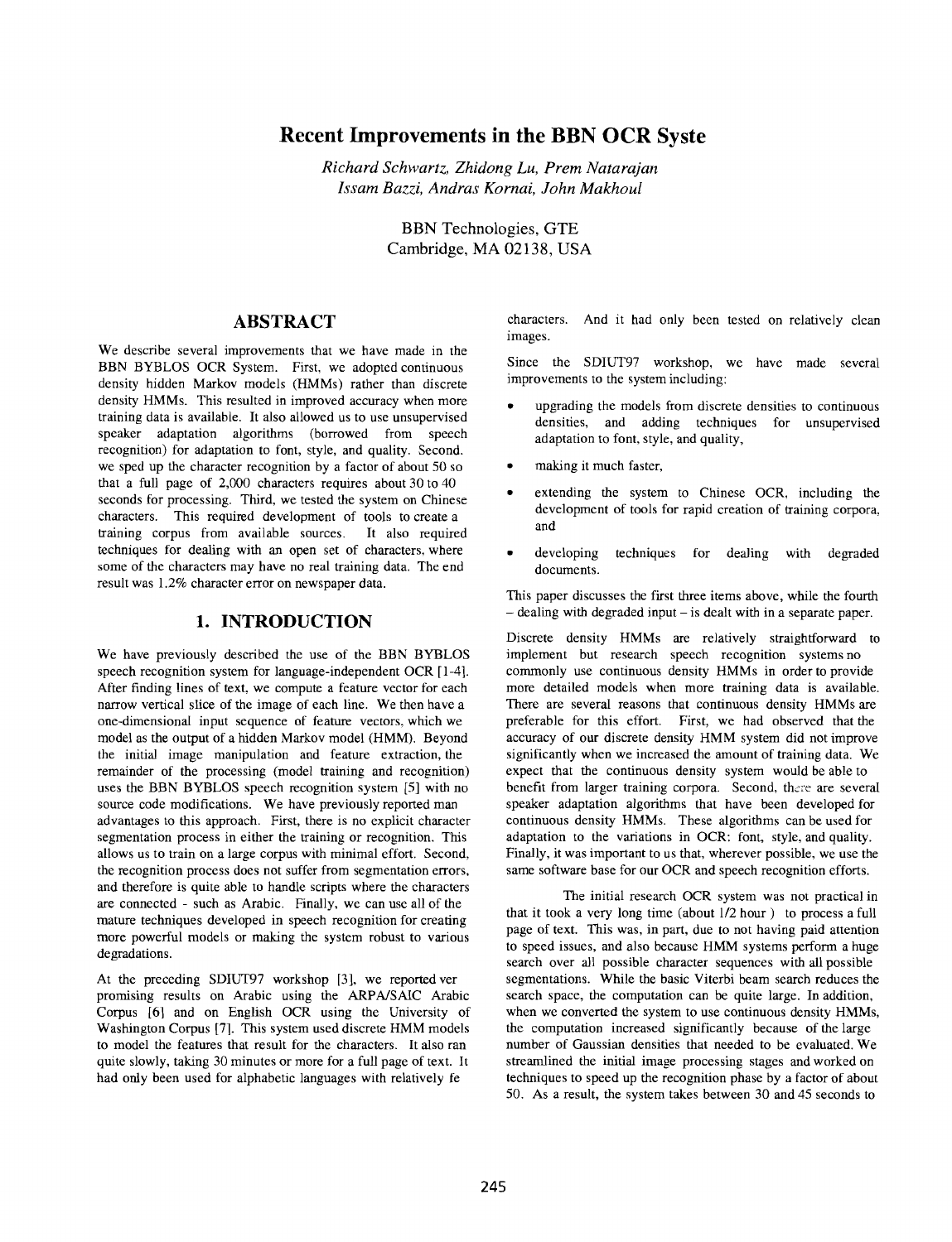# Recent Improvements in the BBN OCR Syste

*Richard Schwartz, Zhidong Lu, Prem Natarajan*
*Issam Bazzi, Andras Kornai, John Makhoul*

BBN Technologies, GTE
Cambridge, MA 02138, USA

## ABSTRACT

We describe several improvements that we have made in the BBN BYBLOS OCR System. First, we adopted continuous density hidden Markov models (HMMs) rather than discrete density HMMs. This resulted in improved accuracy when more training data is available. It also allowed us to use unsupervised speaker adaptation algorithms (borrowed from speech recognition) for adaptation to font, style, and quality. Second. we sped up the character recognition by a factor of about 50 so that a full page of 2,000 characters requires about 30 to 40 seconds for processing. Third, we tested the system on Chinese characters. This required development of tools to create a training corpus from available sources. It also required techniques for dealing with an open set of characters, where some of the characters may have no real training data. The end result was 1.2% character error on newspaper data.

## 1. INTRODUCTION

We have previously described the use of the BBN BYBLOS speech recognition system for language-independent OCR [1-4]. After finding lines of text, we compute a feature vector for each narrow vertical slice of the image of each line. We then have a one-dimensional input sequence of feature vectors, which we model as the output of a hidden Markov model (HMM). Beyond the initial image manipulation and feature extraction, the remainder of the processing (model training and recognition) uses the BBN BYBLOS speech recognition system [5] with no source code modifications. We have previously reported man advantages to this approach. First, there is no explicit character segmentation process in either the training or recognition. This allows us to train on a large corpus with minimal effort. Second, the recognition process does not suffer from segmentation errors, and therefore is quite able to handle scripts where the characters are connected - such as Arabic. Finally, we can use all of the mature techniques developed in speech recognition for creating more powerful models or making the system robust to various degradations.

At the preceding SDIUT97 workshop [3], we reported ver promising results on Arabic using the ARPA/SAIC Arabic Corpus [6] and on English OCR using the University of Washington Corpus [7]. This system used discrete HMM models to model the features that result for the characters. It also ran quite slowly, taking 30 minutes or more for a full page of text. It had only been used for alphabetic languages with relatively fe characters. And it had only been tested on relatively clean images.

Since the SDIUT97 workshop, we have made several improvements to the system including:

- upgrading the models from discrete densities to continuous densities, and adding techniques for unsupervised adaptation to font, style, and quality,
- making it much faster,
- extending the system to Chinese OCR, including the development of tools for rapid creation of training corpora, and
- developing techniques for dealing with degraded documents.

This paper discusses the first three items above, while the fourth – dealing with degraded input – is dealt with in a separate paper.

Discrete density HMMs are relatively straightforward to implement but research speech recognition systems no commonly use continuous density HMMs in order to provide more detailed models when more training data is available. There are several reasons that continuous density HMMs are preferable for this effort. First, we had observed that the accuracy of our discrete density HMM system did not improve significantly when we increased the amount of training data. We expect that the continuous density system would be able to benefit from larger training corpora. Second, there are several speaker adaptation algorithms that have been developed for continuous density HMMs. These algorithms can be used for adaptation to the variations in OCR: font, style, and quality. Finally, it was important to us that, wherever possible, we use the same software base for our OCR and speech recognition efforts.

The initial research OCR system was not practical in that it took a very long time (about 1/2 hour ) to process a full page of text. This was, in part, due to not having paid attention to speed issues, and also because HMM systems perform a huge search over all possible character sequences with all possible segmentations. While the basic Viterbi beam search reduces the search space, the computation can be quite large. In addition, when we converted the system to use continuous density HMMs, the computation increased significantly because of the large number of Gaussian densities that needed to be evaluated. We streamlined the initial image processing stages and worked on techniques to speed up the recognition phase by a factor of about 50. As a result, the system takes between 30 and 45 seconds to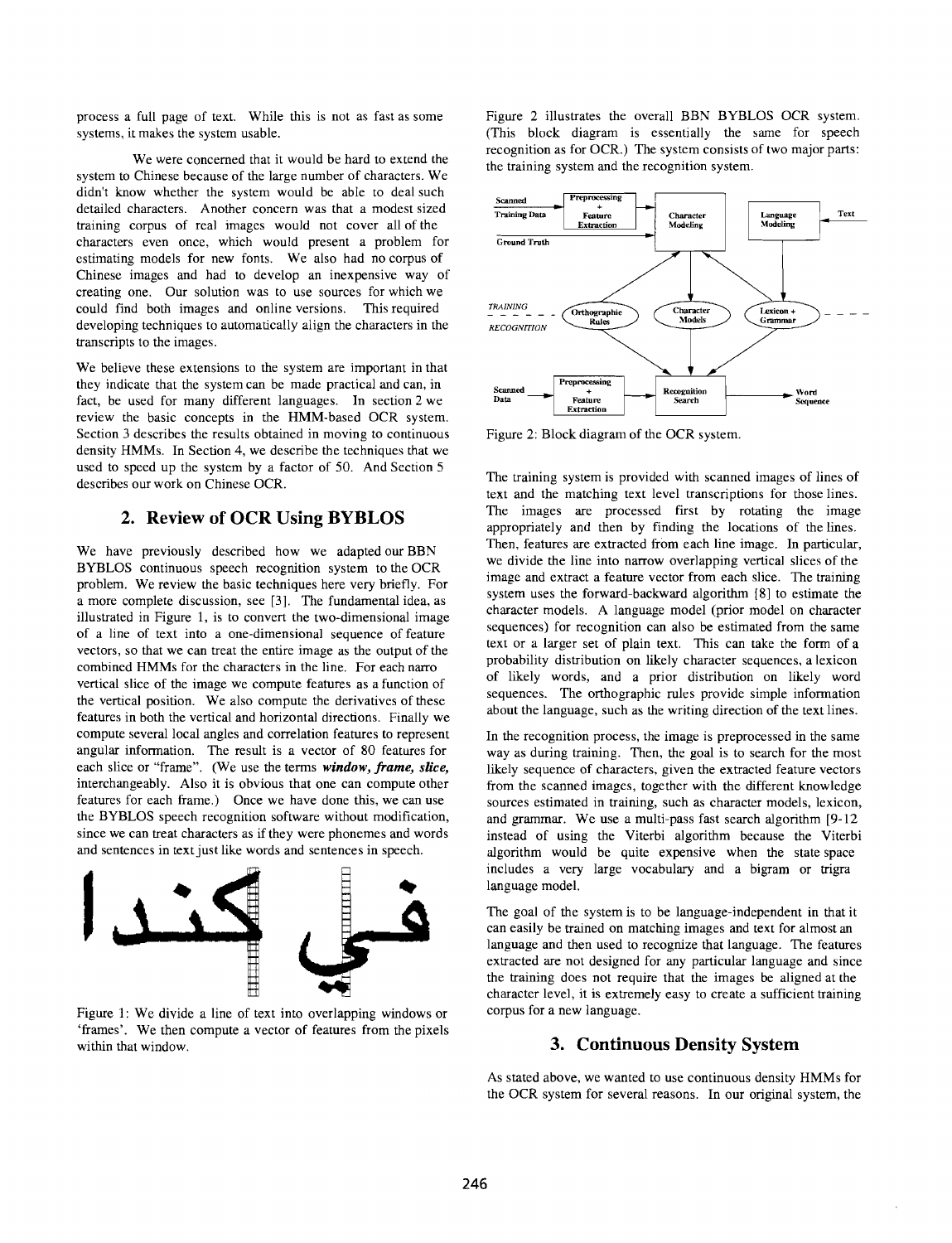process a full page of text. While this is not as fast as some systems, it makes the system usable.

We were concerned that it would be hard to extend the system to Chinese because of the large number of characters. We didn't know whether the system would be able to deal such detailed characters. Another concern was that a modest sized training corpus of real images would not cover all of the characters even once, which would present a problem for estimating models for new fonts. We also had no corpus of Chinese images and had to develop an inexpensive way of creating one. Our solution was to use sources for which we could find both images and online versions. This required developing techniques to automatically align the characters in the transcripts to the images.

We believe these extensions to the system are important in that they indicate that the system can be made practical and can, in fact, be used for many different languages. In section 2 we review the basic concepts in the HMM-based OCR system. Section 3 describes the results obtained in moving to continuous density HMMs. In Section 4, we describe the techniques that we used to speed up the system by a factor of 50. And Section 5 describes our work on Chinese OCR.

## 2. Review of OCR Using BYBLOS

We have previously described how we adapted our BBN BYBLOS continuous speech recognition system to the OCR problem. We review the basic techniques here very briefly. For a more complete discussion, see [3]. The fundamental idea, as illustrated in Figure 1, is to convert the two-dimensional image of a line of text into a one-dimensional sequence of feature vectors, so that we can treat the entire image as the output of the combined HMMs for the characters in the line. For each narro vertical slice of the image we compute features as a function of the vertical position. We also compute the derivatives of these features in both the vertical and horizontal directions. Finally we compute several local angles and correlation features to represent angular information. The result is a vector of 80 features for each slice or "frame". (We use the terms ***window, frame, slice,*** interchangeably. Also it is obvious that one can compute other features for each frame.) Once we have done this, we can use the BYBLOS speech recognition software without modification, since we can treat characters as if they were phonemes and words and sentences in text just like words and sentences in speech.

Figure 1: We divide a line of text into overlapping windows or 'frames'. We then compute a vector of features from the pixels within that window.

Figure 2 illustrates the overall BBN BYBLOS OCR system. (This block diagram is essentially the same for speech recognition as for OCR.) The system consists of two major parts: the training system and the recognition system.

Figure 2: Block diagram of the OCR system.

The training system is provided with scanned images of lines of text and the matching text level transcriptions for those lines. The images are processed first by rotating the image appropriately and then by finding the locations of the lines. Then, features are extracted from each line image. In particular, we divide the line into narrow overlapping vertical slices of the image and extract a feature vector from each slice. The training system uses the forward-backward algorithm [8] to estimate the character models. A language model (prior model on character sequences) for recognition can also be estimated from the same text or a larger set of plain text. This can take the form of a probability distribution on likely character sequences, a lexicon of likely words, and a prior distribution on likely word sequences. The orthographic rules provide simple information about the language, such as the writing direction of the text lines.

In the recognition process, the image is preprocessed in the same way as during training. Then, the goal is to search for the most likely sequence of characters, given the extracted feature vectors from the scanned images, together with the different knowledge sources estimated in training, such as character models, lexicon, and grammar. We use a multi-pass fast search algorithm [9-12 instead of using the Viterbi algorithm because the Viterbi algorithm would be quite expensive when the state space includes a very large vocabulary and a bigram or trigra language model.

The goal of the system is to be language-independent in that it can easily be trained on matching images and text for almost an language and then used to recognize that language. The features extracted are not designed for any particular language and since the training does not require that the images be aligned at the character level, it is extremely easy to create a sufficient training corpus for a new language.

## 3. Continuous Density System

As stated above, we wanted to use continuous density HMMs for the OCR system for several reasons. In our original system, the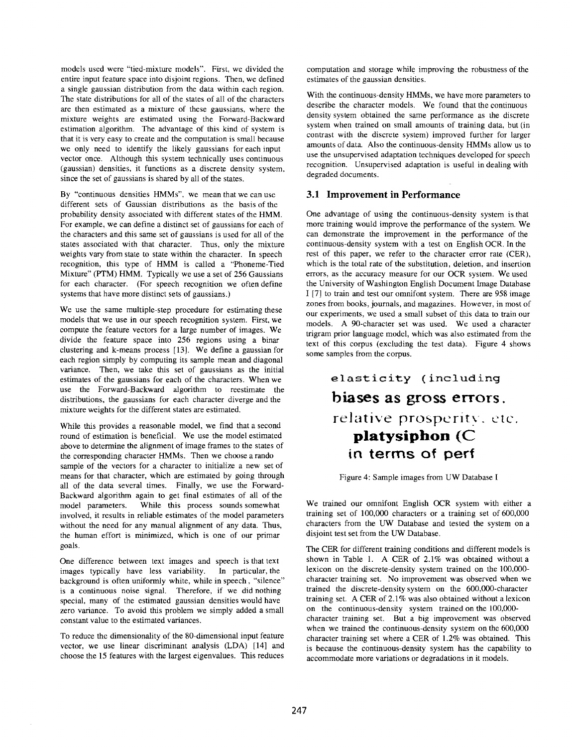models used were "tied-mixture models". First, we divided the entire input feature space into disjoint regions. Then, we defined a single gaussian distribution from the data within each region. The state distributions for all of the states of all of the characters are then estimated as a mixture of these gaussians, where the mixture weights are estimated using the Forward-Backward estimation algorithm. The advantage of this kind of system is that it is very easy to create and the computation is small because we only need to identify the likely gaussians for each input vector once. Although this system technically uses continuous (gaussian) densities, it functions as a discrete density system, since the set of gaussians is shared by all of the states.

By "continuous densities HMMs", we mean that we can use different sets of Gaussian distributions as the basis of the probability density associated with different states of the HMM. For example, we can define a distinct set of gaussians for each of the characters and this same set of gaussians is used for all of the states associated with that character. Thus, only the mixture weights vary from state to state within the character. In speech recognition, this type of HMM is called a "Phoneme-Tied Mixture" (PTM) HMM. Typically we use a set of 256 Gaussians for each character. (For speech recognition we often define systems that have more distinct sets of gaussians.)

We use the same multiple-step procedure for estimating these models that we use in our speech recognition system. First, we compute the feature vectors for a large number of images. We divide the feature space into 256 regions using a binar clustering and k-means process [13]. We define a gaussian for each region simply by computing its sample mean and diagonal variance. Then, we take this set of gaussians as the initial estimates of the gaussians for each of the characters. When we use the Forward-Backward algorithm to reestimate the distributions, the gaussians for each character diverge and the mixture weights for the different states are estimated.

While this provides a reasonable model, we find that a second round of estimation is beneficial. We use the model estimated above to determine the alignment of image frames to the states of the corresponding character HMMs. Then we choose a rando sample of the vectors for a character to initialize a new set of means for that character, which are estimated by going through all of the data several times. Finally, we use the Forward-Backward algorithm again to get final estimates of all of the model parameters. While this process sounds somewhat involved, it results in reliable estimates of the model parameters without the need for any manual alignment of any data. Thus, the human effort is minimized, which is one of our primar goals.

One difference between text images and speech is that text images typically have less variability. In particular, the background is often uniformly white, while in speech, "silence" is a continuous noise signal. Therefore, if we did nothing special, many of the estimated gaussian densities would have zero variance. To avoid this problem we simply added a small constant value to the estimated variances.

To reduce the dimensionality of the 80-dimensional input feature vector, we use linear discriminant analysis (LDA) [14] and choose the 15 features with the largest eigenvalues. This reduces computation and storage while improving the robustness of the estimates of the gaussian densities.

With the continuous-density HMMs, we have more parameters to describe the character models. We found that the continuous density system obtained the same performance as the discrete system when trained on small amounts of training data, but (in contrast with the discrete system) improved further for larger amounts of data. Also the continuous-density HMMs allow us to use the unsupervised adaptation techniques developed for speech recognition. Unsupervised adaptation is useful in dealing with degraded documents.

### 3.1 Improvement in Performance

One advantage of using the continuous-density system is that more training would improve the performance of the system. We can demonstrate the improvement in the performance of the continuous-density system with a test on English OCR. In the rest of this paper, we refer to the character error rate (CER), which is the total rate of the substitution, deletion, and insertion errors, as the accuracy measure for our OCR system. We used the University of Washington English Document Image Database I [7] to train and test our omnifont system. There are 958 image zones from books, journals, and magazines. However, in most of our experiments, we used a small subset of this data to train our models. A 90-character set was used. We used a character trigram prior language model, which was also estimated from the text of this corpus (excluding the test data). Figure 4 shows some samples from the corpus.

elasticity (including

**biases as gross errors.**

relative prosperity, etc.

**platysiphon (C**

in terms of perf

Figure 4: Sample images from UW Database I

We trained our omnifont English OCR system with either a training set of 100,000 characters or a training set of 600,000 characters from the UW Database and tested the system on a disjoint test set from the UW Database.

The CER for different training conditions and different models is shown in Table 1. A CER of 2.1% was obtained without a lexicon on the discrete-density system trained on the 100,000-character training set. No improvement was observed when we trained the discrete-density system on the 600,000-character training set. A CER of 2.1% was also obtained without a lexicon on the continuous-density system trained on the 100,000-character training set. But a big improvement was observed when we trained the continuous-density system on the 600,000 character training set where a CER of 1.2% was obtained. This is because the continuous-density system has the capability to accommodate more variations or degradations in it models.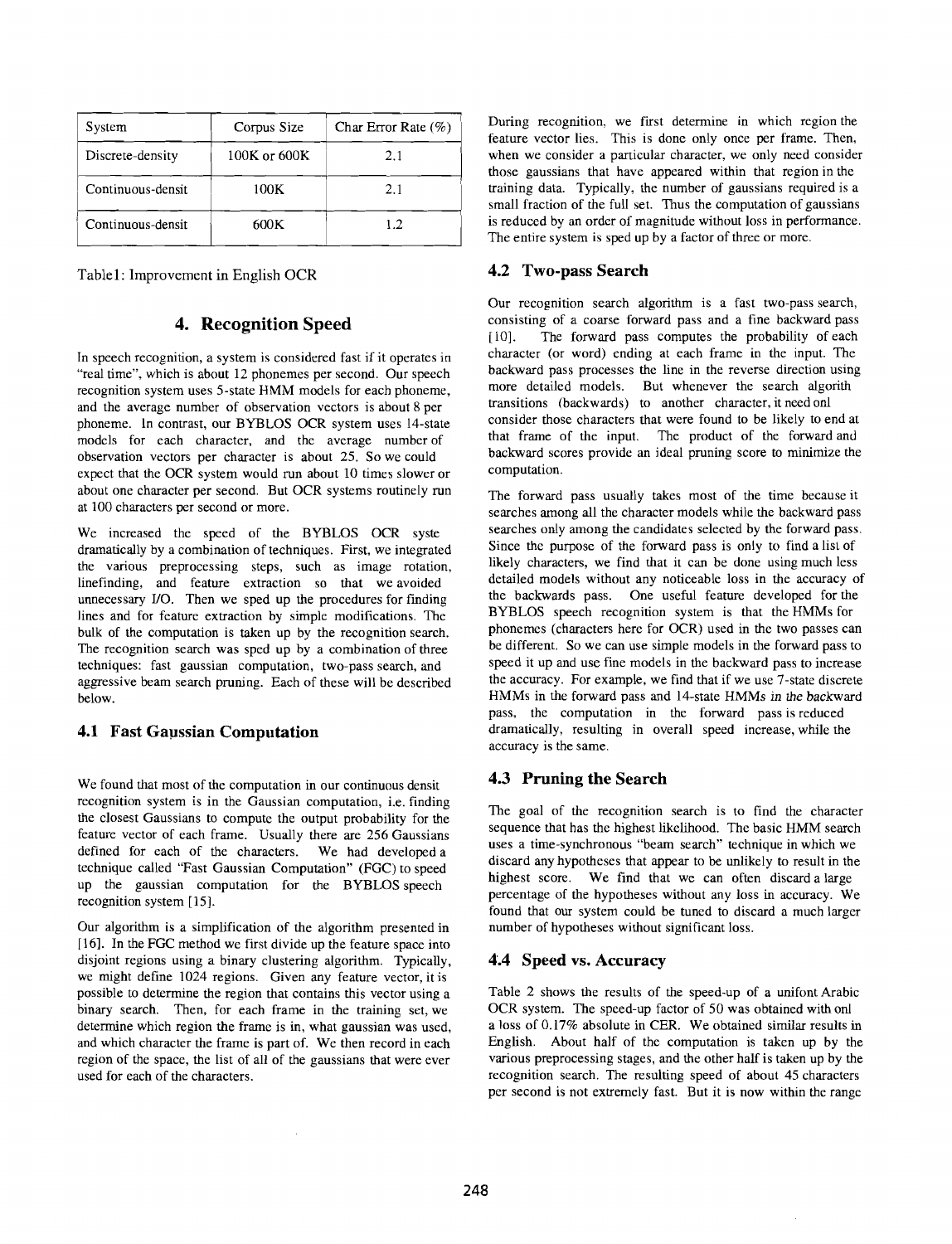| System | Corpus Size | Char Error Rate (%) |
| --- | --- | --- |
| Discrete-density | 100K or 600K | 2.1 |
| Continuous-densit | 100K | 2.1 |
| Continuous-densit | 600K | 1.2 |

Table1: Improvement in English OCR

# 4. Recognition Speed

In speech recognition, a system is considered fast if it operates in "real time", which is about 12 phonemes per second. Our speech recognition system uses 5-state HMM models for each phoneme, and the average number of observation vectors is about 8 per phoneme. In contrast, our BYBLOS OCR system uses 14-state models for each character, and the average number of observation vectors per character is about 25. So we could expect that the OCR system would run about 10 times slower or about one character per second. But OCR systems routinely run at 100 characters per second or more.

We increased the speed of the BYBLOS OCR syste dramatically by a combination of techniques. First, we integrated the various preprocessing steps, such as image rotation, linefinding, and feature extraction so that we avoided unnecessary I/O. Then we sped up the procedures for finding lines and for feature extraction by simple modifications. The bulk of the computation is taken up by the recognition search. The recognition search was sped up by a combination of three techniques: fast gaussian computation, two-pass search, and aggressive beam search pruning. Each of these will be described below.

## 4.1 Fast Gaussian Computation

We found that most of the computation in our continuous densit recognition system is in the Gaussian computation, i.e. finding the closest Gaussians to compute the output probability for the feature vector of each frame. Usually there are 256 Gaussians defined for each of the characters. We had developed a technique called "Fast Gaussian Computation" (FGC) to speed up the gaussian computation for the BYBLOS speech recognition system [15].

Our algorithm is a simplification of the algorithm presented in [16]. In the FGC method we first divide up the feature space into disjoint regions using a binary clustering algorithm. Typically, we might define 1024 regions. Given any feature vector, it is possible to determine the region that contains this vector using a binary search. Then, for each frame in the training set, we determine which region the frame is in, what gaussian was used, and which character the frame is part of. We then record in each region of the space, the list of all of the gaussians that were ever used for each of the characters.

During recognition, we first determine in which region the feature vector lies. This is done only once per frame. Then, when we consider a particular character, we only need consider those gaussians that have appeared within that region in the training data. Typically, the number of gaussians required is a small fraction of the full set. Thus the computation of gaussians is reduced by an order of magnitude without loss in performance. The entire system is sped up by a factor of three or more.

## 4.2 Two-pass Search

Our recognition search algorithm is a fast two-pass search, consisting of a coarse forward pass and a fine backward pass [10]. The forward pass computes the probability of each character (or word) ending at each frame in the input. The backward pass processes the line in the reverse direction using more detailed models. But whenever the search algorith transitions (backwards) to another character, it need onl consider those characters that were found to be likely to end at that frame of the input. The product of the forward and backward scores provide an ideal pruning score to minimize the computation.

The forward pass usually takes most of the time because it searches among all the character models while the backward pass searches only among the candidates selected by the forward pass. Since the purpose of the forward pass is only to find a list of likely characters, we find that it can be done using much less detailed models without any noticeable loss in the accuracy of the backwards pass. One useful feature developed for the BYBLOS speech recognition system is that the HMMs for phonemes (characters here for OCR) used in the two passes can be different. So we can use simple models in the forward pass to speed it up and use fine models in the backward pass to increase the accuracy. For example, we find that if we use 7-state discrete HMMs in the forward pass and 14-state HMMs in the backward pass, the computation in the forward pass is reduced dramatically, resulting in overall speed increase, while the accuracy is the same.

## 4.3 Pruning the Search

The goal of the recognition search is to find the character sequence that has the highest likelihood. The basic HMM search uses a time-synchronous "beam search" technique in which we discard any hypotheses that appear to be unlikely to result in the highest score. We find that we can often discard a large percentage of the hypotheses without any loss in accuracy. We found that our system could be tuned to discard a much larger number of hypotheses without significant loss.

## 4.4 Speed vs. Accuracy

Table 2 shows the results of the speed-up of a unifont Arabic OCR system. The speed-up factor of 50 was obtained with onl a loss of 0.17% absolute in CER. We obtained similar results in English. About half of the computation is taken up by the various preprocessing stages, and the other half is taken up by the recognition search. The resulting speed of about 45 characters per second is not extremely fast. But it is now within the range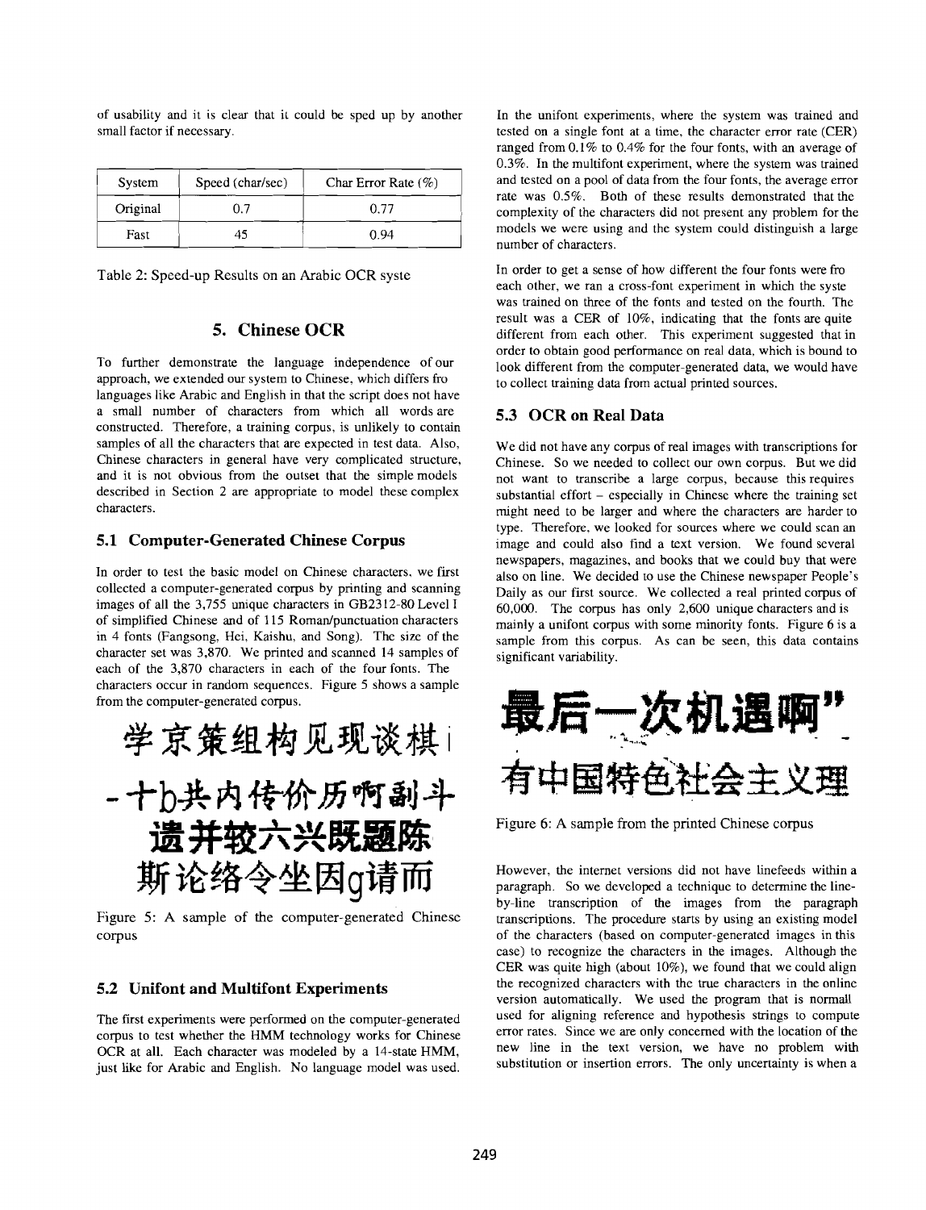of usability and it is clear that it could be sped up by another small factor if necessary.

| System | Speed (char/sec) | Char Error Rate (%) |
|---|---|---|
| Original | 0.7 | 0.77 |
| Fast | 45 | 0.94 |

Table 2: Speed-up Results on an Arabic OCR syste

## 5. Chinese OCR

To further demonstrate the language independence of our approach, we extended our system to Chinese, which differs fro languages like Arabic and English in that the script does not have a small number of characters from which all words are constructed. Therefore, a training corpus, is unlikely to contain samples of all the characters that are expected in test data. Also, Chinese characters in general have very complicated structure, and it is not obvious from the outset that the simple models described in Section 2 are appropriate to model these complex characters.

### 5.1 Computer-Generated Chinese Corpus

In order to test the basic model on Chinese characters, we first collected a computer-generated corpus by printing and scanning images of all the 3,755 unique characters in GB2312-80 Level I of simplified Chinese and of 115 Roman/punctuation characters in 4 fonts (Fangsong, Hei, Kaishu, and Song). The size of the character set was 3,870. We printed and scanned 14 samples of each of the 3,870 characters in each of the four fonts. The characters occur in random sequences. Figure 5 shows a sample from the computer-generated corpus.

学京策组构见现谈棋

-十b共内传价历啊副斗

遗并较六兴既题陈

斯论络令坐因g请而

Figure 5: A sample of the computer-generated Chinese corpus

### 5.2 Unifont and Multifont Experiments

The first experiments were performed on the computer-generated corpus to test whether the HMM technology works for Chinese OCR at all. Each character was modeled by a 14-state HMM, just like for Arabic and English. No language model was used.

In the unifont experiments, where the system was trained and tested on a single font at a time, the character error rate (CER) ranged from 0.1% to 0.4% for the four fonts, with an average of 0.3%. In the multifont experiment, where the system was trained and tested on a pool of data from the four fonts, the average error rate was 0.5%. Both of these results demonstrated that the complexity of the characters did not present any problem for the models we were using and the system could distinguish a large number of characters.

In order to get a sense of how different the four fonts were fro each other, we ran a cross-font experiment in which the syste was trained on three of the fonts and tested on the fourth. The result was a CER of 10%, indicating that the fonts are quite different from each other. This experiment suggested that in order to obtain good performance on real data, which is bound to look different from the computer-generated data, we would have to collect training data from actual printed sources.

### 5.3 OCR on Real Data

We did not have any corpus of real images with transcriptions for Chinese. So we needed to collect our own corpus. But we did not want to transcribe a large corpus, because this requires substantial effort – especially in Chinese where the training set might need to be larger and where the characters are harder to type. Therefore, we looked for sources where we could scan an image and could also find a text version. We found several newspapers, magazines, and books that we could buy that were also on line. We decided to use the Chinese newspaper People's Daily as our first source. We collected a real printed corpus of 60,000. The corpus has only 2,600 unique characters and is mainly a unifont corpus with some minority fonts. Figure 6 is a sample from this corpus. As can be seen, this data contains significant variability.

最后一次机遇啊"

有中国特色社会主义理

Figure 6: A sample from the printed Chinese corpus

However, the internet versions did not have linefeeds within a paragraph. So we developed a technique to determine the line-by-line transcription of the images from the paragraph transcriptions. The procedure starts by using an existing model of the characters (based on computer-generated images in this case) to recognize the characters in the images. Although the CER was quite high (about 10%), we found that we could align the recognized characters with the true characters in the online version automatically. We used the program that is normall used for aligning reference and hypothesis strings to compute error rates. Since we are only concerned with the location of the new line in the text version, we have no problem with substitution or insertion errors. The only uncertainty is when a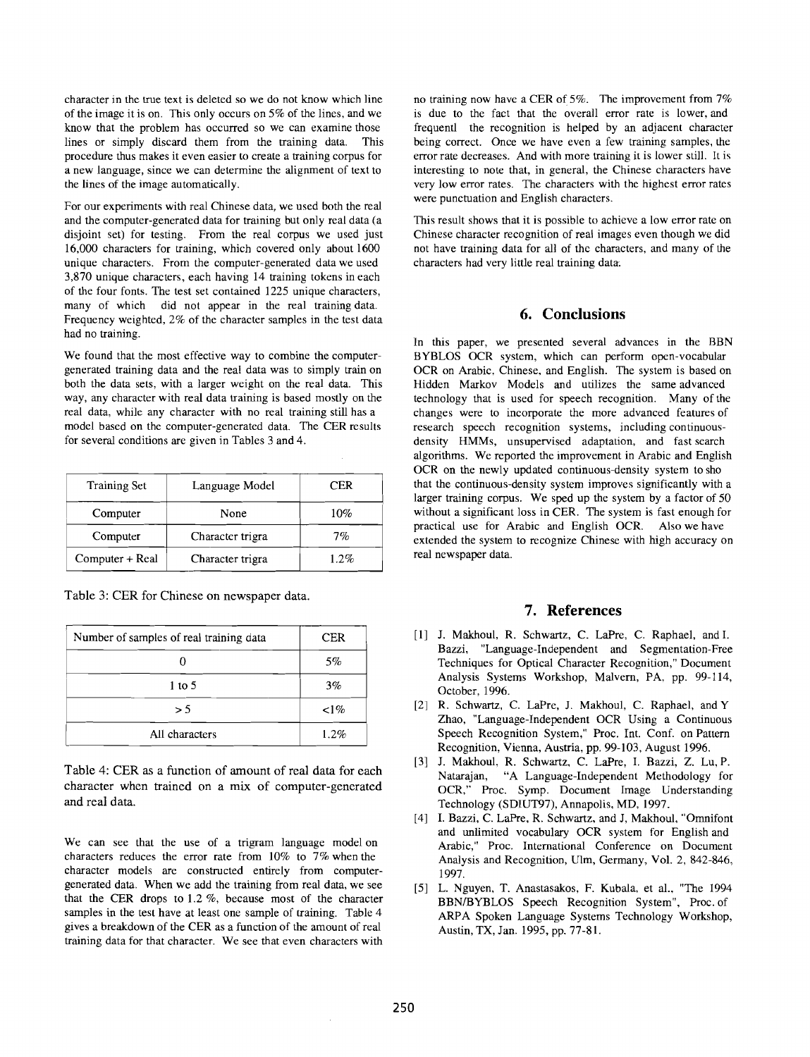character in the true text is deleted so we do not know which line of the image it is on. This only occurs on 5% of the lines, and we know that the problem has occurred so we can examine those lines or simply discard them from the training data. This procedure thus makes it even easier to create a training corpus for a new language, since we can determine the alignment of text to the lines of the image automatically.

For our experiments with real Chinese data, we used both the real and the computer-generated data for training but only real data (a disjoint set) for testing. From the real corpus we used just 16,000 characters for training, which covered only about 1600 unique characters. From the computer-generated data we used 3,870 unique characters, each having 14 training tokens in each of the four fonts. The test set contained 1225 unique characters, many of which did not appear in the real training data. Frequency weighted, 2% of the character samples in the test data had no training.

We found that the most effective way to combine the computer-generated training data and the real data was to simply train on both the data sets, with a larger weight on the real data. This way, any character with real data training is based mostly on the real data, while any character with no real training still has a model based on the computer-generated data. The CER results for several conditions are given in Tables 3 and 4.

| Training Set | Language Model | CER |
|---|---|---|
| Computer | None | 10% |
| Computer | Character trigra | 7% |
| Computer + Real | Character trigra | 1.2% |

Table 3: CER for Chinese on newspaper data.

| Number of samples of real training data | CER |
|---|---|
| 0 | 5% |
| 1 to 5 | 3% |
| > 5 | <1% |
| All characters | 1.2% |

Table 4: CER as a function of amount of real data for each character when trained on a mix of computer-generated and real data.

We can see that the use of a trigram language model on characters reduces the error rate from 10% to 7% when the character models are constructed entirely from computer-generated data. When we add the training from real data, we see that the CER drops to 1.2 %, because most of the character samples in the test have at least one sample of training. Table 4 gives a breakdown of the CER as a function of the amount of real training data for that character. We see that even characters with no training now have a CER of 5%. The improvement from 7% is due to the fact that the overall error rate is lower, and frequentl the recognition is helped by an adjacent character being correct. Once we have even a few training samples, the error rate decreases. And with more training it is lower still. It is interesting to note that, in general, the Chinese characters have very low error rates. The characters with the highest error rates were punctuation and English characters.

This result shows that it is possible to achieve a low error rate on Chinese character recognition of real images even though we did not have training data for all of the characters, and many of the characters had very little real training data.

## 6. Conclusions

In this paper, we presented several advances in the BBN BYBLOS OCR system, which can perform open-vocabular OCR on Arabic, Chinese, and English. The system is based on Hidden Markov Models and utilizes the same advanced technology that is used for speech recognition. Many of the changes were to incorporate the more advanced features of research speech recognition systems, including continuous-density HMMs, unsupervised adaptation, and fast search algorithms. We reported the improvement in Arabic and English OCR on the newly updated continuous-density system to sho that the continuous-density system improves significantly with a larger training corpus. We sped up the system by a factor of 50 without a significant loss in CER. The system is fast enough for practical use for Arabic and English OCR. Also we have extended the system to recognize Chinese with high accuracy on real newspaper data.

## 7. References

[1] J. Makhoul, R. Schwartz, C. LaPre, C. Raphael, and I. Bazzi, "Language-Independent and Segmentation-Free Techniques for Optical Character Recognition," Document Analysis Systems Workshop, Malvern, PA, pp. 99-114, October, 1996.

[2] R. Schwartz, C. LaPre, J. Makhoul, C. Raphael, and Y Zhao, "Language-Independent OCR Using a Continuous Speech Recognition System," Proc. Int. Conf. on Pattern Recognition, Vienna, Austria, pp. 99-103, August 1996.

[3] J. Makhoul, R. Schwartz, C. LaPre, I. Bazzi, Z. Lu, P. Natarajan, "A Language-Independent Methodology for OCR," Proc. Symp. Document Image Understanding Technology (SDIUT97), Annapolis, MD, 1997.

[4] I. Bazzi, C. LaPre, R. Schwartz, and J, Makhoul, "Omnifont and unlimited vocabulary OCR system for English and Arabic," Proc. International Conference on Document Analysis and Recognition, Ulm, Germany, Vol. 2, 842-846, 1997.

[5] L. Nguyen, T. Anastasakos, F. Kubala, et al., "The 1994 BBN/BYBLOS Speech Recognition System", Proc. of ARPA Spoken Language Systems Technology Workshop, Austin, TX, Jan. 1995, pp. 77-81.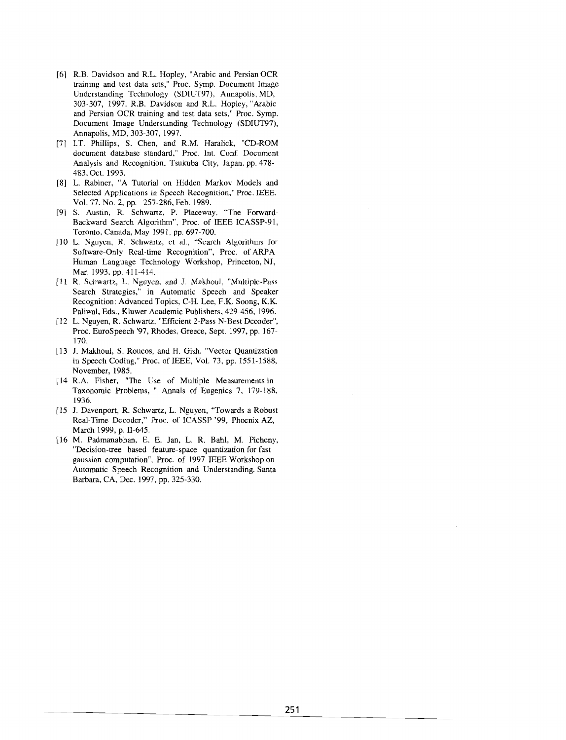[6] R.B. Davidson and R.L. Hopley, "Arabic and Persian OCR training and test data sets," Proc. Symp. Document Image Understanding Technology (SDIUT97), Annapolis, MD, 303-307, 1997. R.B. Davidson and R.L. Hopley, "Arabic and Persian OCR training and test data sets," Proc. Symp. Document Image Understanding Technology (SDIUT97), Annapolis, MD, 303-307, 1997.

[7] I.T. Phillips, S. Chen, and R.M. Haralick, "CD-ROM document database standard," Proc. Int. Conf. Document Analysis and Recognition, Tsukuba City, Japan, pp. 478-483, Oct. 1993.

[8] L. Rabiner, "A Tutorial on Hidden Markov Models and Selected Applications in Speech Recognition," Proc. IEEE, Vol. 77, No. 2, pp. 257-286, Feb. 1989.

[9] S. Austin, R. Schwartz, P. Placeway, "The Forward-Backward Search Algorithm", Proc. of IEEE ICASSP-91, Toronto, Canada, May 1991, pp. 697-700.

[10 L. Nguyen, R. Schwartz, et al., "Search Algorithms for Software-Only Real-time Recognition", Proc. of ARPA Human Language Technology Workshop, Princeton, NJ, Mar. 1993, pp. 411-414.

[11 R. Schwartz, L. Nguyen, and J. Makhoul, "Multiple-Pass Search Strategies," in Automatic Speech and Speaker Recognition: Advanced Topics, C-H. Lee, F.K. Soong, K.K. Paliwal, Eds., Kluwer Academic Publishers, 429-456, 1996.

[12 L. Nguyen, R. Schwartz, "Efficient 2-Pass N-Best Decoder", Proc. EuroSpeech '97, Rhodes, Greece, Sept. 1997, pp. 167-170.

[13 J. Makhoul, S. Roucos, and H. Gish. "Vector Quantization in Speech Coding," Proc. of IEEE, Vol. 73, pp. 1551-1588, November, 1985.

[14 R.A. Fisher, "The Use of Multiple Measurements in Taxonomic Problems, " Annals of Eugenics 7, 179-188, 1936.

[15 J. Davenport, R. Schwartz, L. Nguyen, "Towards a Robust Real-Time Decoder," Proc. of ICASSP '99, Phoenix AZ, March 1999, p. II-645.

[16 M. Padmanabhan, E. E. Jan, L. R. Bahl, M. Picheny, "Decision-tree based feature-space quantization for fast gaussian computation", Proc. of 1997 IEEE Workshop on Automatic Speech Recognition and Understanding, Santa Barbara, CA, Dec. 1997, pp. 325-330.